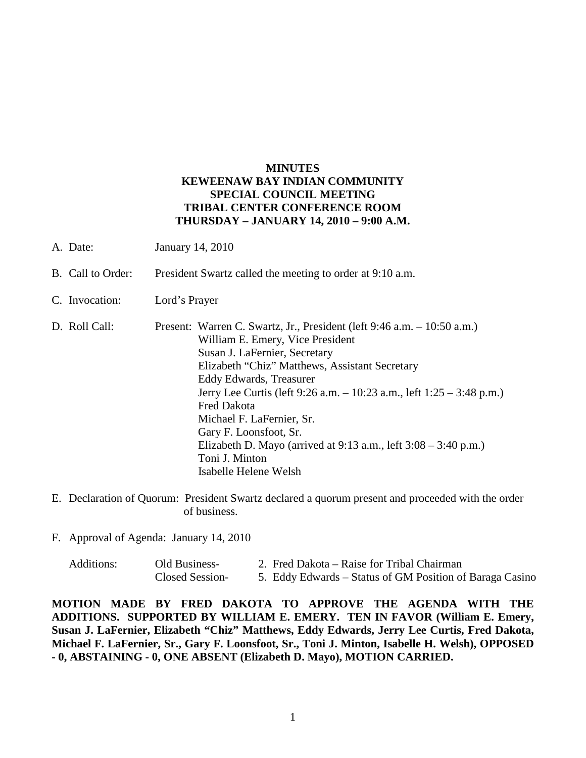**MINUTES**
**KEWEENAW BAY INDIAN COMMUNITY**
**SPECIAL COUNCIL MEETING**
**TRIBAL CENTER CONFERENCE ROOM**
**THURSDAY – JANUARY 14, 2010 – 9:00 A.M.**

A. Date: January 14, 2010

B. Call to Order: President Swartz called the meeting to order at 9:10 a.m.

C. Invocation: Lord's Prayer

D. Roll Call: Present: Warren C. Swartz, Jr., President (left 9:46 a.m. – 10:50 a.m.)
William E. Emery, Vice President
Susan J. LaFernier, Secretary
Elizabeth "Chiz" Matthews, Assistant Secretary
Eddy Edwards, Treasurer
Jerry Lee Curtis (left 9:26 a.m. – 10:23 a.m., left 1:25 – 3:48 p.m.)
Fred Dakota
Michael F. LaFernier, Sr.
Gary F. Loonsfoot, Sr.
Elizabeth D. Mayo (arrived at 9:13 a.m., left 3:08 – 3:40 p.m.)
Toni J. Minton
Isabelle Helene Welsh

E. Declaration of Quorum: President Swartz declared a quorum present and proceeded with the order of business.

F. Approval of Agenda: January 14, 2010

Additions: Old Business- 2. Fred Dakota – Raise for Tribal Chairman
Closed Session- 5. Eddy Edwards – Status of GM Position of Baraga Casino

**MOTION MADE BY FRED DAKOTA TO APPROVE THE AGENDA WITH THE ADDITIONS. SUPPORTED BY WILLIAM E. EMERY. TEN IN FAVOR (William E. Emery, Susan J. LaFernier, Elizabeth "Chiz" Matthews, Eddy Edwards, Jerry Lee Curtis, Fred Dakota, Michael F. LaFernier, Sr., Gary F. Loonsfoot, Sr., Toni J. Minton, Isabelle H. Welsh), OPPOSED - 0, ABSTAINING - 0, ONE ABSENT (Elizabeth D. Mayo), MOTION CARRIED.**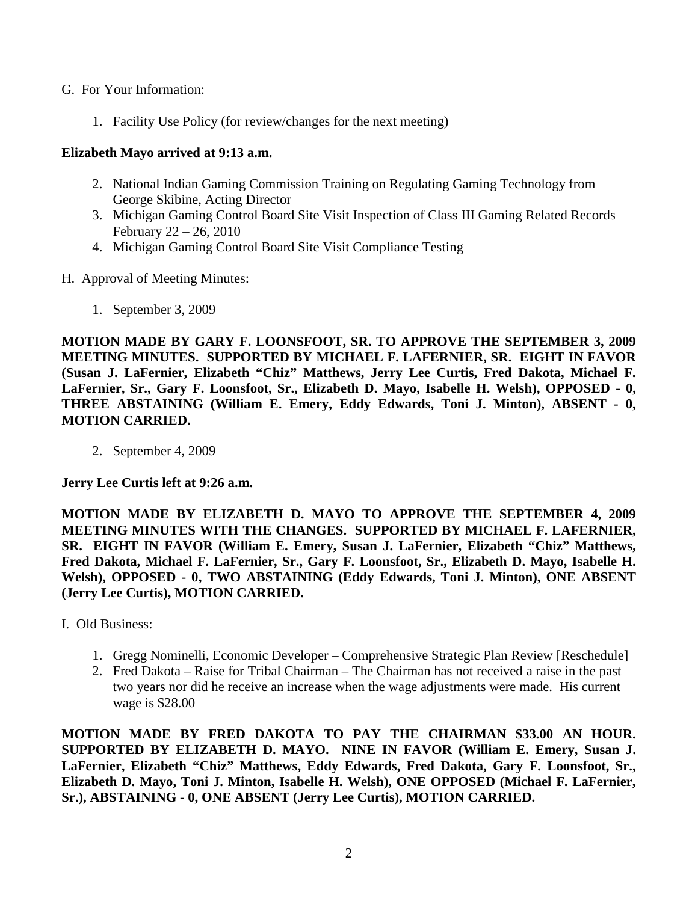G. For Your Information:

1. Facility Use Policy (for review/changes for the next meeting)

**Elizabeth Mayo arrived at 9:13 a.m.**

2. National Indian Gaming Commission Training on Regulating Gaming Technology from George Skibine, Acting Director
3. Michigan Gaming Control Board Site Visit Inspection of Class III Gaming Related Records February 22 – 26, 2010
4. Michigan Gaming Control Board Site Visit Compliance Testing

H. Approval of Meeting Minutes:

1. September 3, 2009

**MOTION MADE BY GARY F. LOONSFOOT, SR. TO APPROVE THE SEPTEMBER 3, 2009 MEETING MINUTES. SUPPORTED BY MICHAEL F. LAFERNIER, SR. EIGHT IN FAVOR (Susan J. LaFernier, Elizabeth "Chiz" Matthews, Jerry Lee Curtis, Fred Dakota, Michael F. LaFernier, Sr., Gary F. Loonsfoot, Sr., Elizabeth D. Mayo, Isabelle H. Welsh), OPPOSED - 0, THREE ABSTAINING (William E. Emery, Eddy Edwards, Toni J. Minton), ABSENT - 0, MOTION CARRIED.**

2. September 4, 2009

**Jerry Lee Curtis left at 9:26 a.m.**

**MOTION MADE BY ELIZABETH D. MAYO TO APPROVE THE SEPTEMBER 4, 2009 MEETING MINUTES WITH THE CHANGES. SUPPORTED BY MICHAEL F. LAFERNIER, SR. EIGHT IN FAVOR (William E. Emery, Susan J. LaFernier, Elizabeth "Chiz" Matthews, Fred Dakota, Michael F. LaFernier, Sr., Gary F. Loonsfoot, Sr., Elizabeth D. Mayo, Isabelle H. Welsh), OPPOSED - 0, TWO ABSTAINING (Eddy Edwards, Toni J. Minton), ONE ABSENT (Jerry Lee Curtis), MOTION CARRIED.**

I. Old Business:

1. Gregg Nominelli, Economic Developer – Comprehensive Strategic Plan Review [Reschedule]
2. Fred Dakota – Raise for Tribal Chairman – The Chairman has not received a raise in the past two years nor did he receive an increase when the wage adjustments were made. His current wage is $28.00

**MOTION MADE BY FRED DAKOTA TO PAY THE CHAIRMAN $33.00 AN HOUR. SUPPORTED BY ELIZABETH D. MAYO. NINE IN FAVOR (William E. Emery, Susan J. LaFernier, Elizabeth "Chiz" Matthews, Eddy Edwards, Fred Dakota, Gary F. Loonsfoot, Sr., Elizabeth D. Mayo, Toni J. Minton, Isabelle H. Welsh), ONE OPPOSED (Michael F. LaFernier, Sr.), ABSTAINING - 0, ONE ABSENT (Jerry Lee Curtis), MOTION CARRIED.**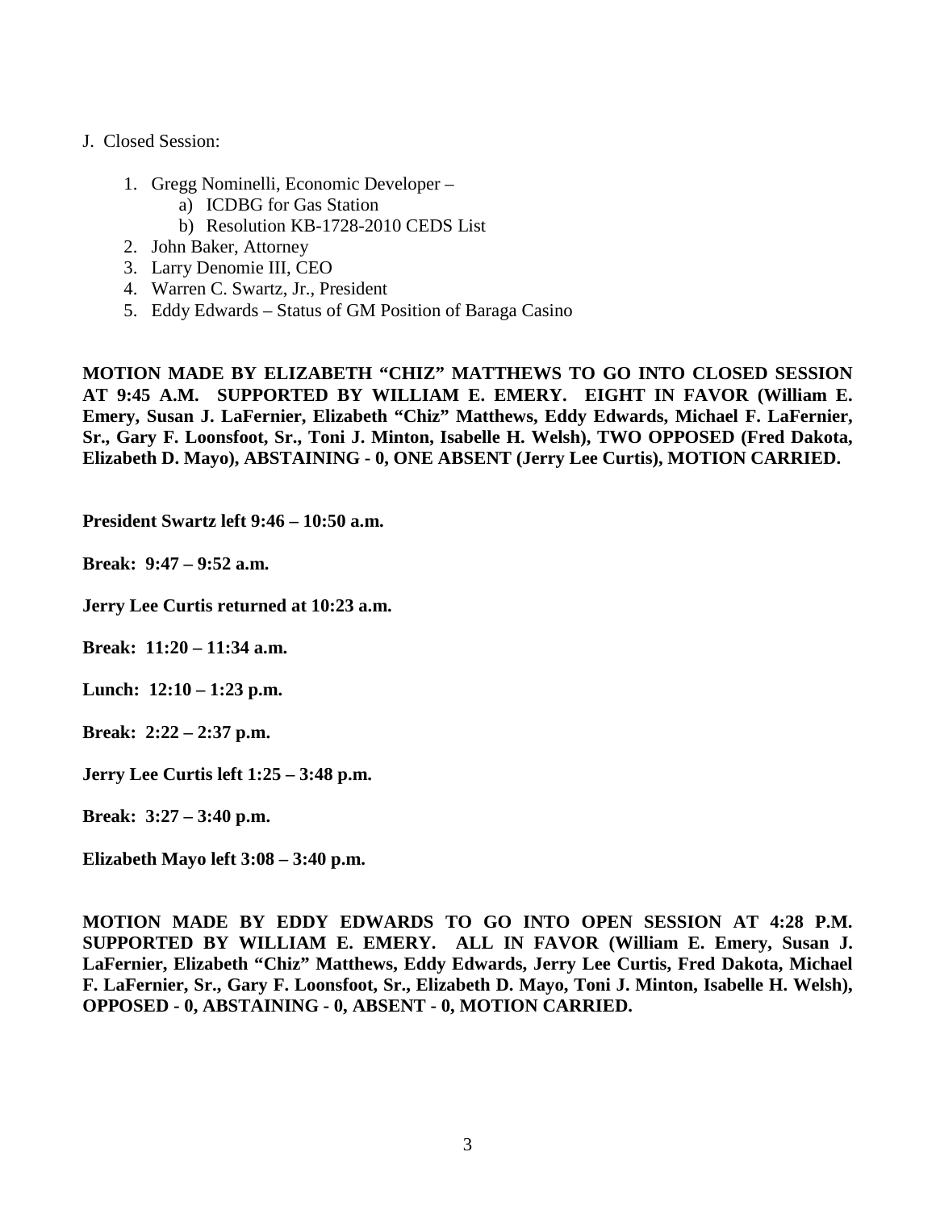J. Closed Session:

1. Gregg Nominelli, Economic Developer –
    a) ICDBG for Gas Station
    b) Resolution KB-1728-2010 CEDS List
2. John Baker, Attorney
3. Larry Denomie III, CEO
4. Warren C. Swartz, Jr., President
5. Eddy Edwards – Status of GM Position of Baraga Casino

**MOTION MADE BY ELIZABETH "CHIZ" MATTHEWS TO GO INTO CLOSED SESSION AT 9:45 A.M. SUPPORTED BY WILLIAM E. EMERY. EIGHT IN FAVOR (William E. Emery, Susan J. LaFernier, Elizabeth "Chiz" Matthews, Eddy Edwards, Michael F. LaFernier, Sr., Gary F. Loonsfoot, Sr., Toni J. Minton, Isabelle H. Welsh), TWO OPPOSED (Fred Dakota, Elizabeth D. Mayo), ABSTAINING - 0, ONE ABSENT (Jerry Lee Curtis), MOTION CARRIED.**

**President Swartz left 9:46 – 10:50 a.m.**

**Break: 9:47 – 9:52 a.m.**

**Jerry Lee Curtis returned at 10:23 a.m.**

**Break: 11:20 – 11:34 a.m.**

**Lunch: 12:10 – 1:23 p.m.**

**Break: 2:22 – 2:37 p.m.**

**Jerry Lee Curtis left 1:25 – 3:48 p.m.**

**Break: 3:27 – 3:40 p.m.**

**Elizabeth Mayo left 3:08 – 3:40 p.m.**

**MOTION MADE BY EDDY EDWARDS TO GO INTO OPEN SESSION AT 4:28 P.M. SUPPORTED BY WILLIAM E. EMERY. ALL IN FAVOR (William E. Emery, Susan J. LaFernier, Elizabeth "Chiz" Matthews, Eddy Edwards, Jerry Lee Curtis, Fred Dakota, Michael F. LaFernier, Sr., Gary F. Loonsfoot, Sr., Elizabeth D. Mayo, Toni J. Minton, Isabelle H. Welsh), OPPOSED - 0, ABSTAINING - 0, ABSENT - 0, MOTION CARRIED.**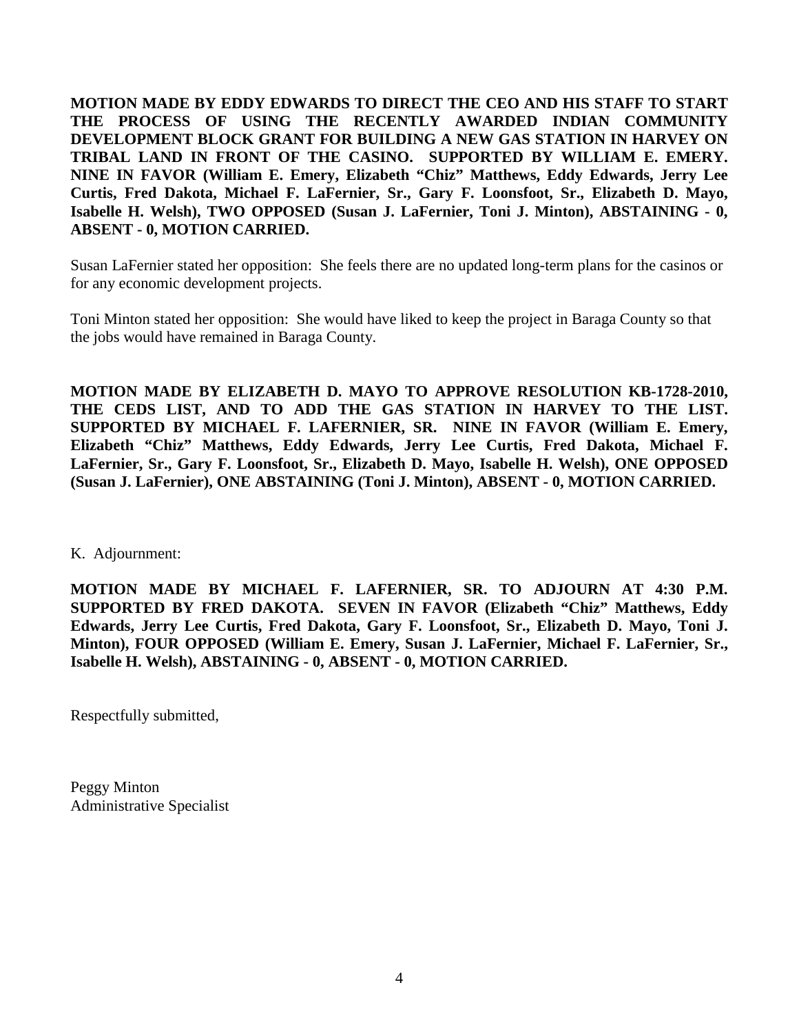**MOTION MADE BY EDDY EDWARDS TO DIRECT THE CEO AND HIS STAFF TO START THE PROCESS OF USING THE RECENTLY AWARDED INDIAN COMMUNITY DEVELOPMENT BLOCK GRANT FOR BUILDING A NEW GAS STATION IN HARVEY ON TRIBAL LAND IN FRONT OF THE CASINO. SUPPORTED BY WILLIAM E. EMERY. NINE IN FAVOR (William E. Emery, Elizabeth "Chiz" Matthews, Eddy Edwards, Jerry Lee Curtis, Fred Dakota, Michael F. LaFernier, Sr., Gary F. Loonsfoot, Sr., Elizabeth D. Mayo, Isabelle H. Welsh), TWO OPPOSED (Susan J. LaFernier, Toni J. Minton), ABSTAINING - 0, ABSENT - 0, MOTION CARRIED.**

Susan LaFernier stated her opposition: She feels there are no updated long-term plans for the casinos or for any economic development projects.

Toni Minton stated her opposition: She would have liked to keep the project in Baraga County so that the jobs would have remained in Baraga County.

**MOTION MADE BY ELIZABETH D. MAYO TO APPROVE RESOLUTION KB-1728-2010, THE CEDS LIST, AND TO ADD THE GAS STATION IN HARVEY TO THE LIST. SUPPORTED BY MICHAEL F. LAFERNIER, SR. NINE IN FAVOR (William E. Emery, Elizabeth "Chiz" Matthews, Eddy Edwards, Jerry Lee Curtis, Fred Dakota, Michael F. LaFernier, Sr., Gary F. Loonsfoot, Sr., Elizabeth D. Mayo, Isabelle H. Welsh), ONE OPPOSED (Susan J. LaFernier), ONE ABSTAINING (Toni J. Minton), ABSENT - 0, MOTION CARRIED.**

K. Adjournment:

**MOTION MADE BY MICHAEL F. LAFERNIER, SR. TO ADJOURN AT 4:30 P.M. SUPPORTED BY FRED DAKOTA. SEVEN IN FAVOR (Elizabeth "Chiz" Matthews, Eddy Edwards, Jerry Lee Curtis, Fred Dakota, Gary F. Loonsfoot, Sr., Elizabeth D. Mayo, Toni J. Minton), FOUR OPPOSED (William E. Emery, Susan J. LaFernier, Michael F. LaFernier, Sr., Isabelle H. Welsh), ABSTAINING - 0, ABSENT - 0, MOTION CARRIED.**

Respectfully submitted,

Peggy Minton
Administrative Specialist